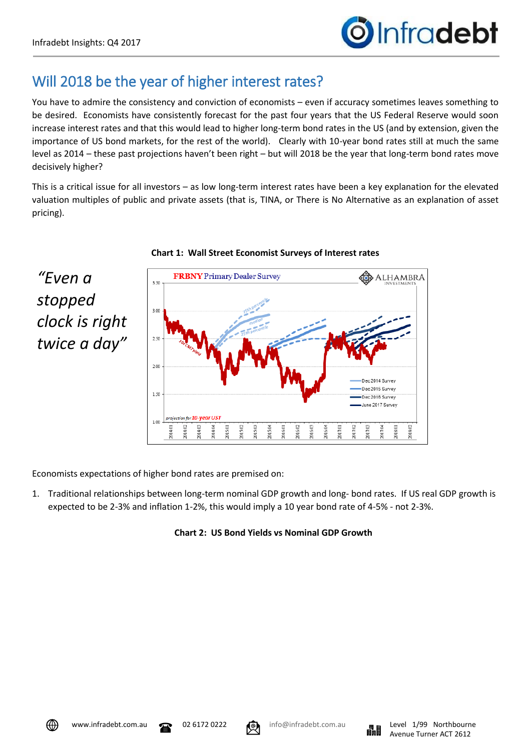# Will 2018 be the year of higher interest rates?

You have to admire the consistency and conviction of economists – even if accuracy sometimes leaves something to be desired. Economists have consistently forecast for the past four years that the US Federal Reserve would soon increase interest rates and that this would lead to higher long-term bond rates in the US (and by extension, given the importance of US bond markets, for the rest of the world). Clearly with 10-year bond rates still at much the same level as 2014 – these past projections haven't been right – but will 2018 be the year that long-term bond rates move decisively higher?

This is a critical issue for all investors – as low long-term interest rates have been a key explanation for the elevated valuation multiples of public and private assets (that is, TINA, or There is No Alternative as an explanation of asset pricing).

*"Even a stopped clock is right twice a day"*

**Chart 1: Wall Street Economist Surveys of Interest rates**

Economists expectations of higher bond rates are premised on:

1. Traditional relationships between long-term nominal GDP growth and long- bond rates. If US real GDP growth is expected to be 2-3% and inflation 1-2%, this would imply a 10 year bond rate of 4-5% - not 2-3%.

**Chart 2: US Bond Yields vs Nominal GDP Growth**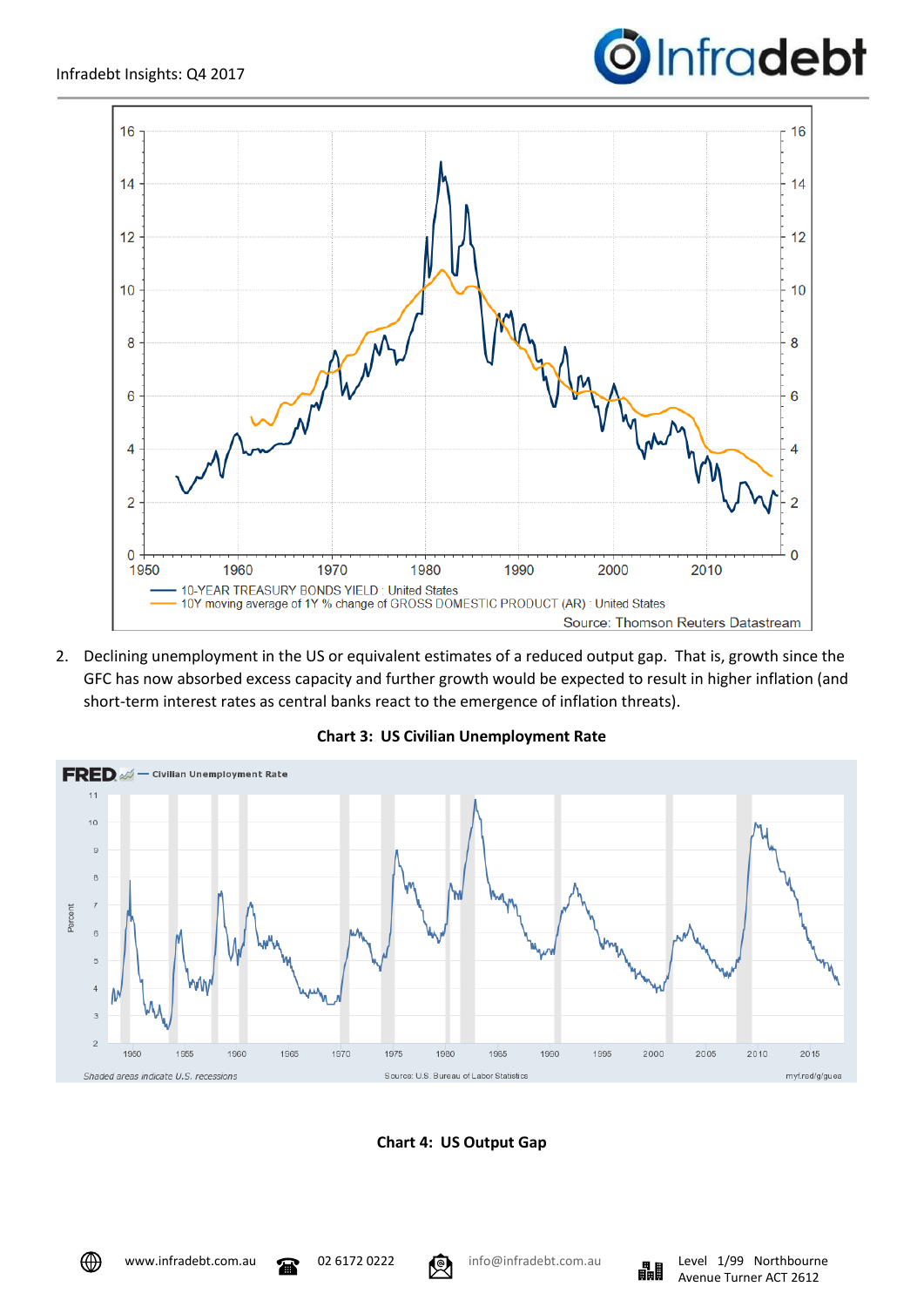2. Declining unemployment in the US or equivalent estimates of a reduced output gap. That is, growth since the GFC has now absorbed excess capacity and further growth would be expected to result in higher inflation (and short-term interest rates as central banks react to the emergence of inflation threats).

**Chart 3: US Civilian Unemployment Rate**

**Chart 4: US Output Gap**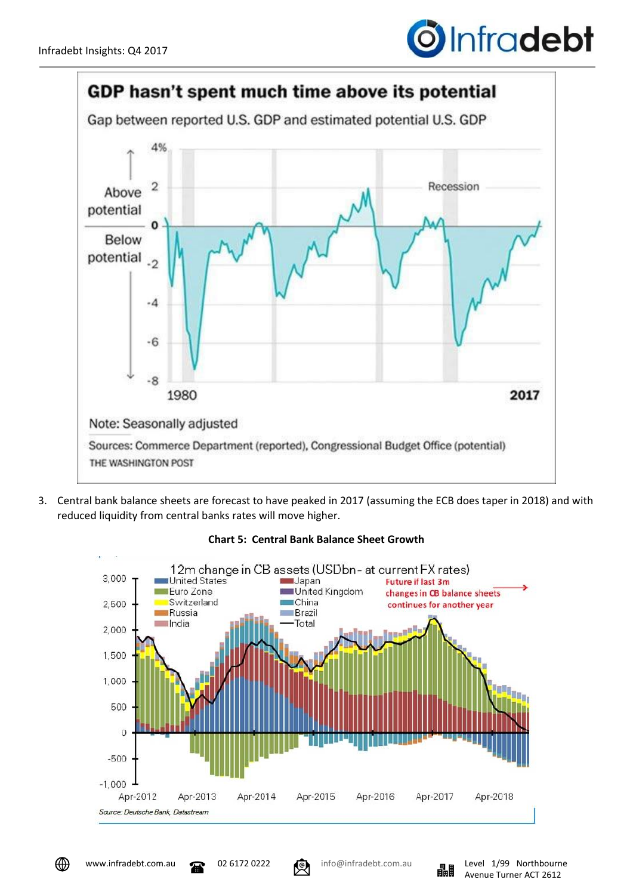GDP hasn't spent much time above its potential

Gap between reported U.S. GDP and estimated potential U.S. GDP

Note: Seasonally adjusted

Sources: Commerce Department (reported), Congressional Budget Office (potential)

THE WASHINGTON POST

3. Central bank balance sheets are forecast to have peaked in 2017 (assuming the ECB does taper in 2018) and with reduced liquidity from central banks rates will move higher.

**Chart 5: Central Bank Balance Sheet Growth**

12m change in CB assets (USDbn - at current FX rates)

Source: Deutsche Bank, Datastream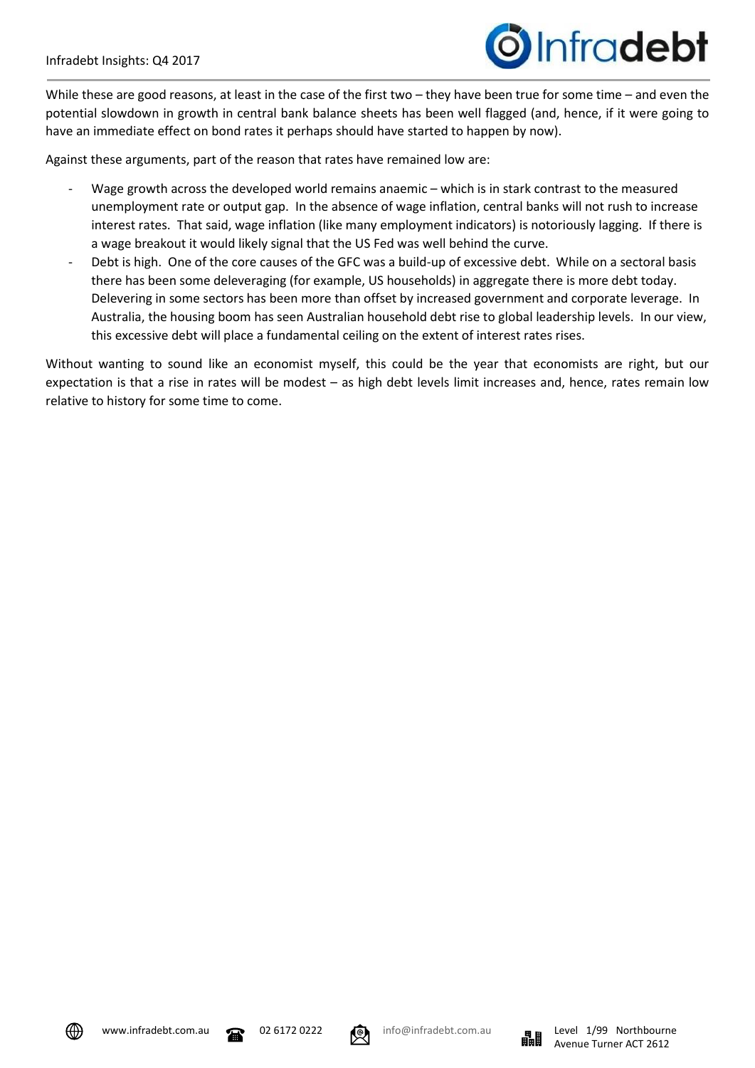While these are good reasons, at least in the case of the first two – they have been true for some time – and even the potential slowdown in growth in central bank balance sheets has been well flagged (and, hence, if it were going to have an immediate effect on bond rates it perhaps should have started to happen by now).

Against these arguments, part of the reason that rates have remained low are:

- Wage growth across the developed world remains anaemic – which is in stark contrast to the measured unemployment rate or output gap. In the absence of wage inflation, central banks will not rush to increase interest rates. That said, wage inflation (like many employment indicators) is notoriously lagging. If there is a wage breakout it would likely signal that the US Fed was well behind the curve.
- Debt is high. One of the core causes of the GFC was a build-up of excessive debt. While on a sectoral basis there has been some deleveraging (for example, US households) in aggregate there is more debt today. Delevering in some sectors has been more than offset by increased government and corporate leverage. In Australia, the housing boom has seen Australian household debt rise to global leadership levels. In our view, this excessive debt will place a fundamental ceiling on the extent of interest rates rises.

Without wanting to sound like an economist myself, this could be the year that economists are right, but our expectation is that a rise in rates will be modest – as high debt levels limit increases and, hence, rates remain low relative to history for some time to come.